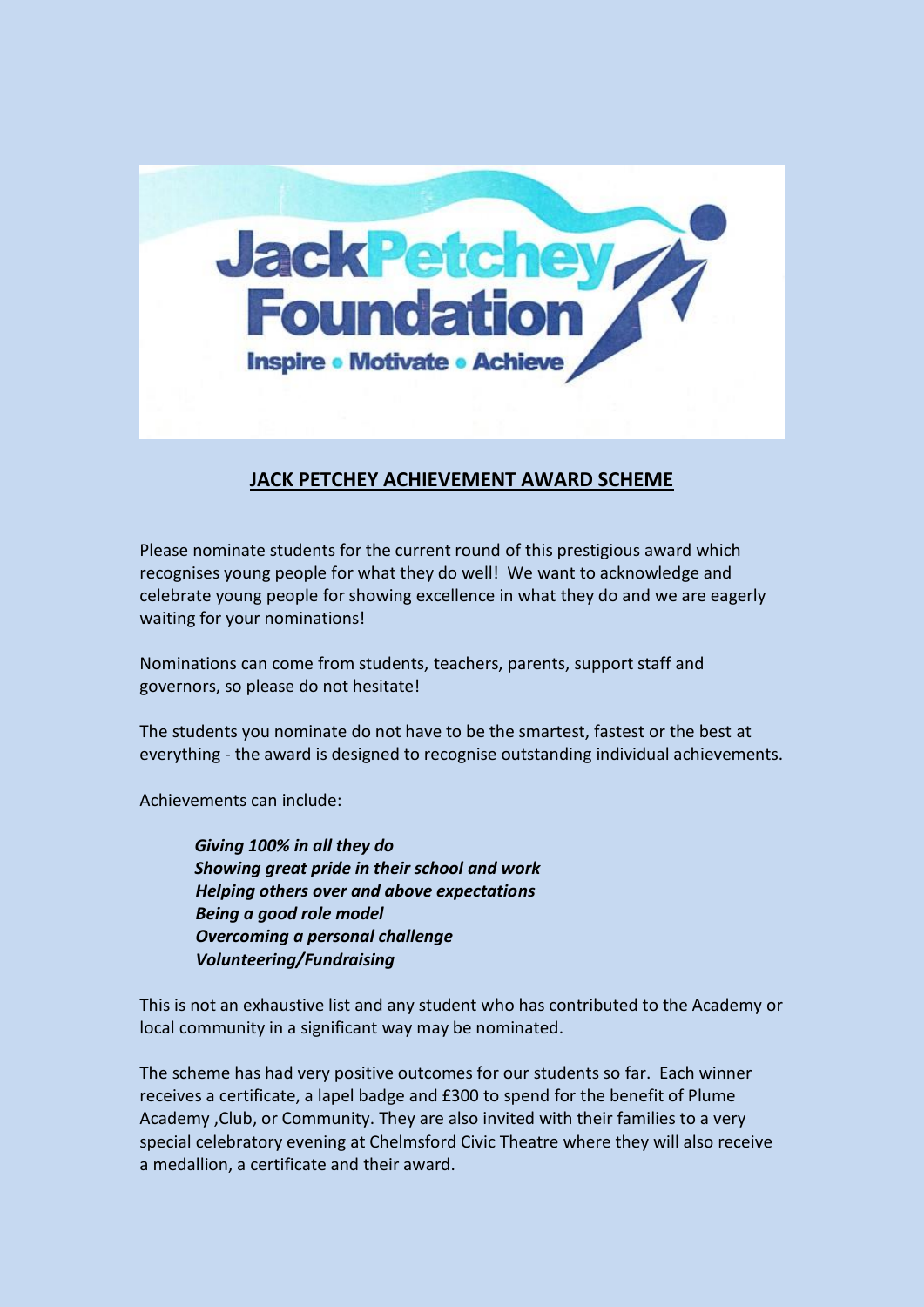JackPetchey Foundation

Inspire • Motivate • Achieve

## JACK PETCHEY ACHIEVEMENT AWARD SCHEME

Please nominate students for the current round of this prestigious award which recognises young people for what they do well! We want to acknowledge and celebrate young people for showing excellence in what they do and we are eagerly waiting for your nominations!

Nominations can come from students, teachers, parents, support staff and governors, so please do not hesitate!

The students you nominate do not have to be the smartest, fastest or the best at everything - the award is designed to recognise outstanding individual achievements.

Achievements can include:

***Giving 100% in all they do***
***Showing great pride in their school and work***
***Helping others over and above expectations***
***Being a good role model***
***Overcoming a personal challenge***
***Volunteering/Fundraising***

This is not an exhaustive list and any student who has contributed to the Academy or local community in a significant way may be nominated.

The scheme has had very positive outcomes for our students so far. Each winner receives a certificate, a lapel badge and £300 to spend for the benefit of Plume Academy ,Club, or Community. They are also invited with their families to a very special celebratory evening at Chelmsford Civic Theatre where they will also receive a medallion, a certificate and their award.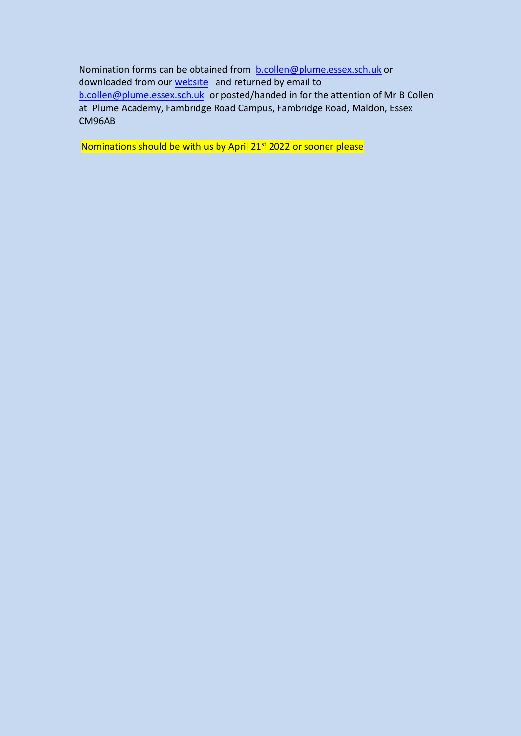Nomination forms can be obtained from b.collen@plume.essex.sch.uk or downloaded from our website and returned by email to b.collen@plume.essex.sch.uk or posted/handed in for the attention of Mr B Collen at Plume Academy, Fambridge Road Campus, Fambridge Road, Maldon, Essex CM96AB

Nominations should be with us by April 21st 2022 or sooner please